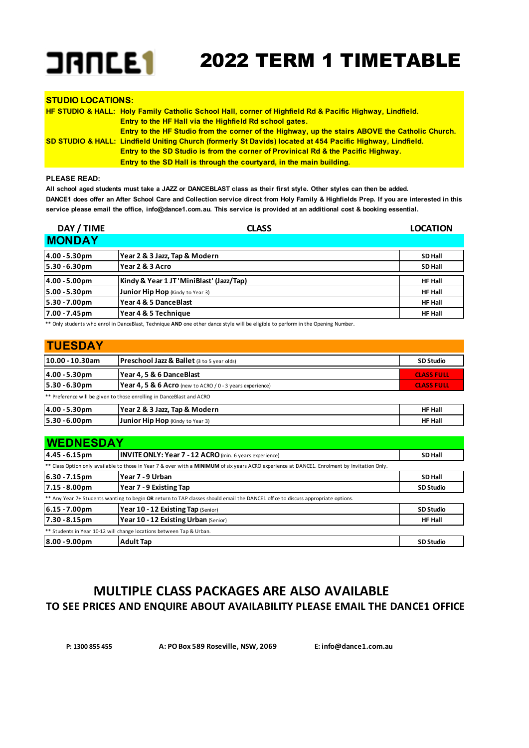# DANCE1 2022 TERM 1 TIMETABLE

**STUDIO LOCATIONS:**

**HF STUDIO & HALL:** Holy Family Catholic School Hall, corner of Highfield Rd & Pacific Highway, Lindfield.
Entry to the HF Hall via the Highfield Rd school gates.
Entry to the HF Studio from the corner of the Highway, up the stairs ABOVE the Catholic Church.

**SD STUDIO & HALL:** Lindfield Uniting Church (formerly St Davids) located at 454 Pacific Highway, Lindfield.
Entry to the SD Studio is from the corner of Provincial Rd & the Pacific Highway.
Entry to the SD Hall is through the courtyard, in the main building.

**PLEASE READ:**

**All school aged students must take a JAZZ or DANCEBLAST class as their first style. Other styles can then be added.**

**DANCE1 does offer an After School Care and Collection service direct from Holy Family & Highfields Prep. If you are interested in this service please email the office, info@dance1.com.au. This service is provided at an additional cost & booking essential.**

| DAY / TIME | CLASS | LOCATION |
|---|---|---|
| **MONDAY** | | |
| 4.00 - 5.30pm | Year 2 & 3 Jazz, Tap & Modern | SD Hall |
| 5.30 - 6.30pm | Year 2 & 3 Acro | SD Hall |
| 4.00 - 5.00pm | Kindy & Year 1 JT 'MiniBlast' (Jazz/Tap) | HF Hall |
| 5.00 - 5.30pm | Junior Hip Hop (Kindy to Year 3) | HF Hall |
| 5.30 - 7.00pm | Year 4 & 5 DanceBlast | HF Hall |
| 7.00 - 7.45pm | Year 4 & 5 Technique | HF Hall |

** Only students who enrol in DanceBlast, Technique **AND** one other dance style will be eligible to perform in the Opening Number.

| DAY / TIME | CLASS | LOCATION |
|---|---|---|
| **TUESDAY** | | |
| 10.00 - 10.30am | Preschool Jazz & Ballet (3 to 5 year olds) | SD Studio |
| 4.00 - 5.30pm | Year 4, 5 & 6 DanceBlast | CLASS FULL |
| 5.30 - 6.30pm | Year 4, 5 & 6 Acro (new to ACRO / 0 - 3 years experience) | CLASS FULL |

** Preference will be given to those enrolling in DanceBlast and ACRO

| DAY / TIME | CLASS | LOCATION |
|---|---|---|
| 4.00 - 5.30pm | Year 2 & 3 Jazz, Tap & Modern | HF Hall |
| 5.30 - 6.00pm | Junior Hip Hop (Kindy to Year 3) | HF Hall |

| DAY / TIME | CLASS | LOCATION |
|---|---|---|
| **WEDNESDAY** | | |
| 4.45 - 6.15pm | INVITE ONLY: Year 7 - 12 ACRO (min. 6 years experience) | SD Hall |

** Class Option only available to those in Year 7 & over with a **MINIMUM** of six years ACRO experience at DANCE1. Enrolment by Invitation Only.

| DAY / TIME | CLASS | LOCATION |
|---|---|---|
| 6.30 - 7.15pm | Year 7 - 9 Urban | SD Hall |
| 7.15 - 8.00pm | Year 7 - 9 Existing Tap | SD Studio |

** Any Year 7+ Students wanting to begin **OR** return to TAP classes should email the DANCE1 office to discuss appropriate options.

| DAY / TIME | CLASS | LOCATION |
|---|---|---|
| 6.15 - 7.00pm | Year 10 - 12 Existing Tap (Senior) | SD Studio |
| 7.30 - 8.15pm | Year 10 - 12 Existing Urban (Senior) | HF Hall |

** Students in Year 10-12 will change locations between Tap & Urban.

| DAY / TIME | CLASS | LOCATION |
|---|---|---|
| 8.00 - 9.00pm | Adult Tap | SD Studio |

## MULTIPLE CLASS PACKAGES ARE ALSO AVAILABLE

### TO SEE PRICES AND ENQUIRE ABOUT AVAILABILITY PLEASE EMAIL THE DANCE1 OFFICE

**P: 1300 855 455** **A: PO Box 589 Roseville, NSW, 2069** **E: info@dance1.com.au**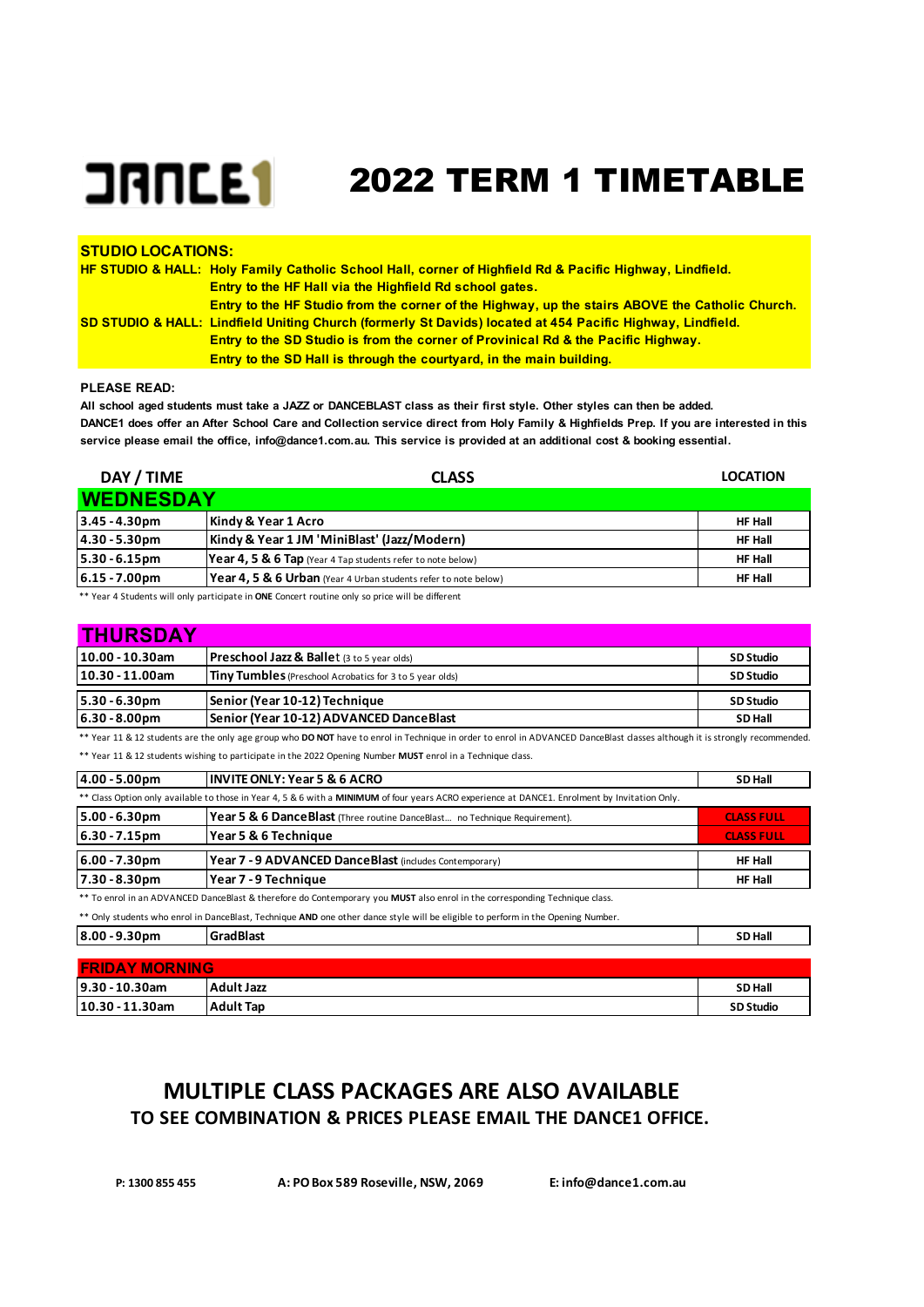# DANCE1 2022 TERM 1 TIMETABLE

**STUDIO LOCATIONS:**

**HF STUDIO & HALL:** Holy Family Catholic School Hall, corner of Highfield Rd & Pacific Highway, Lindfield.
Entry to the HF Hall via the Highfield Rd school gates.
Entry to the HF Studio from the corner of the Highway, up the stairs ABOVE the Catholic Church.

**SD STUDIO & HALL:** Lindfield Uniting Church (formerly St Davids) located at 454 Pacific Highway, Lindfield.
Entry to the SD Studio is from the corner of Provincial Rd & the Pacific Highway.
Entry to the SD Hall is through the courtyard, in the main building.

**PLEASE READ:**

**All school aged students must take a JAZZ or DANCEBLAST class as their first style. Other styles can then be added.**
**DANCE1 does offer an After School Care and Collection service direct from Holy Family & Highfields Prep. If you are interested in this service please email the office, info@dance1.com.au. This service is provided at an additional cost & booking essential.**

| DAY / TIME | CLASS | LOCATION |
|---|---|---|
| **WEDNESDAY** | | |
| 3.45 - 4.30pm | Kindy & Year 1 Acro | HF Hall |
| 4.30 - 5.30pm | Kindy & Year 1 JM 'MiniBlast' (Jazz/Modern) | HF Hall |
| 5.30 - 6.15pm | Year 4, 5 & 6 Tap (Year 4 Tap students refer to note below) | HF Hall |
| 6.15 - 7.00pm | Year 4, 5 & 6 Urban (Year 4 Urban students refer to note below) | HF Hall |

** Year 4 Students will only participate in **ONE** Concert routine only so price will be different

| DAY / TIME | CLASS | LOCATION |
|---|---|---|
| **THURSDAY** | | |
| 10.00 - 10.30am | Preschool Jazz & Ballet (3 to 5 year olds) | SD Studio |
| 10.30 - 11.00am | Tiny Tumbles (Preschool Acrobatics for 3 to 5 year olds) | SD Studio |
| 5.30 - 6.30pm | Senior (Year 10-12) Technique | SD Studio |
| 6.30 - 8.00pm | Senior (Year 10-12) ADVANCED DanceBlast | SD Hall |

** Year 11 & 12 students are the only age group who **DO NOT** have to enrol in Technique in order to enrol in ADVANCED DanceBlast classes although it is strongly recommended.

** Year 11 & 12 students wishing to participate in the 2022 Opening Number **MUST** enrol in a Technique class.

| DAY / TIME | CLASS | LOCATION |
|---|---|---|
| 4.00 - 5.00pm | INVITE ONLY: Year 5 & 6 ACRO | SD Hall |

** Class Option only available to those in Year 4, 5 & 6 with a **MINIMUM** of four years ACRO experience at DANCE1. Enrolment by Invitation Only.

| DAY / TIME | CLASS | LOCATION |
|---|---|---|
| 5.00 - 6.30pm | Year 5 & 6 DanceBlast (Three routine DanceBlast... no Technique Requirement). | CLASS FULL |
| 6.30 - 7.15pm | Year 5 & 6 Technique | CLASS FULL |
| 6.00 - 7.30pm | Year 7 - 9 ADVANCED DanceBlast (includes Contemporary) | HF Hall |
| 7.30 - 8.30pm | Year 7 - 9 Technique | HF Hall |

** To enrol in an ADVANCED DanceBlast & therefore do Contemporary you **MUST** also enrol in the corresponding Technique class.

** Only students who enrol in DanceBlast, Technique **AND** one other dance style will be eligible to perform in the Opening Number.

| DAY / TIME | CLASS | LOCATION |
|---|---|---|
| 8.00 - 9.30pm | GradBlast | SD Hall |
| **FRIDAY MORNING** | | |
| 9.30 - 10.30am | Adult Jazz | SD Hall |
| 10.30 - 11.30am | Adult Tap | SD Studio |

## MULTIPLE CLASS PACKAGES ARE ALSO AVAILABLE

### TO SEE COMBINATION & PRICES PLEASE EMAIL THE DANCE1 OFFICE.

**P: 1300 855 455** **A: PO Box 589 Roseville, NSW, 2069** **E: info@dance1.com.au**